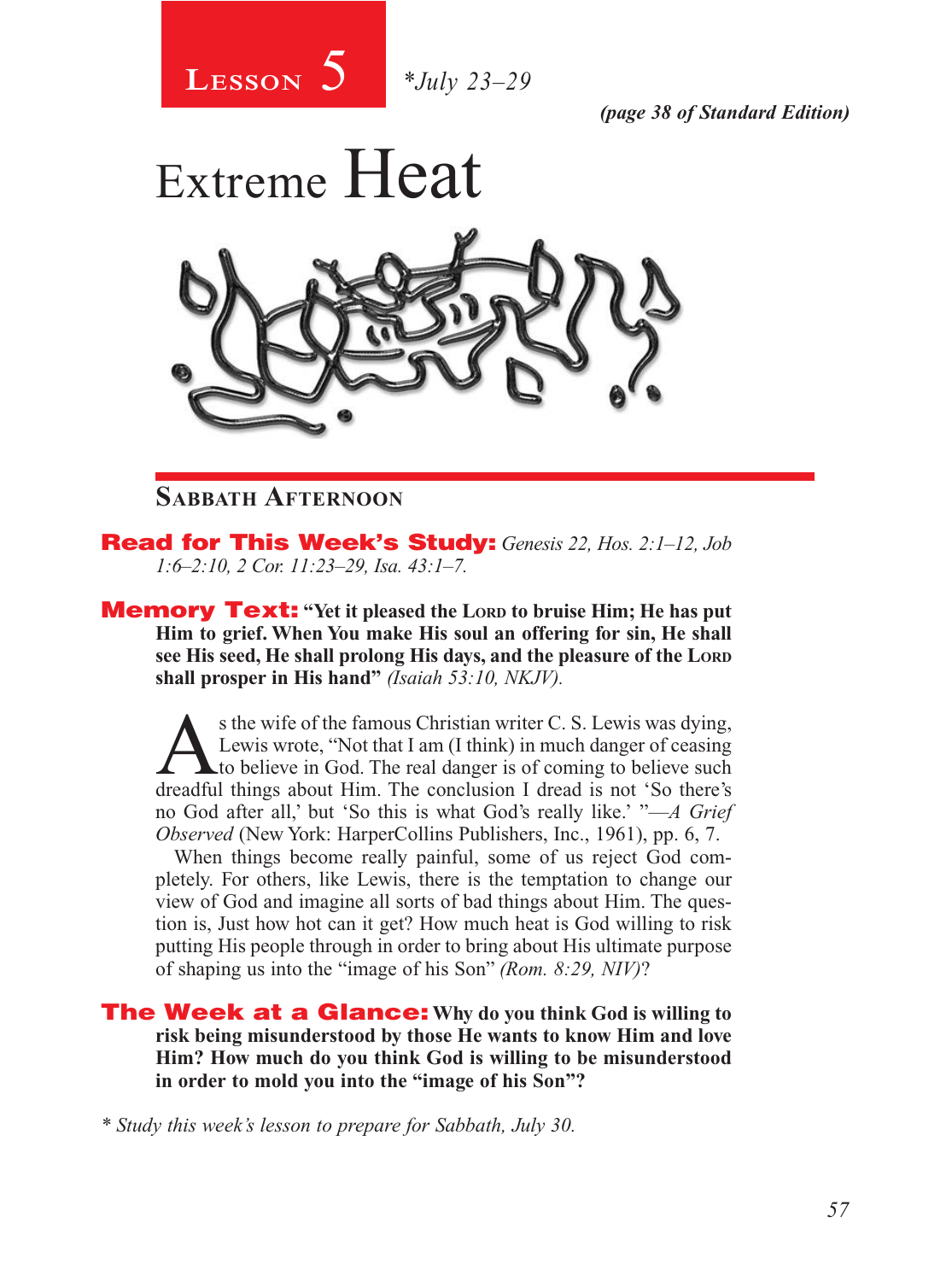# Lesson 5 *July 23–29

*(page 38 of Standard Edition)*

# Extreme Heat

## Sabbath Afternoon

**Read for This Week's Study:** *Genesis 22, Hos. 2:1–12, Job 1:6–2:10, 2 Cor. 11:23–29, Isa. 43:1–7.*

**Memory Text: "Yet it pleased the Lord to bruise Him; He has put Him to grief. When You make His soul an offering for sin, He shall see His seed, He shall prolong His days, and the pleasure of the Lord shall prosper in His hand"** *(Isaiah 53:10, NKJV).*

As the wife of the famous Christian writer C. S. Lewis was dying, Lewis wrote, "Not that I am (I think) in much danger of ceasing to believe in God. The real danger is of coming to believe such dreadful things about Him. The conclusion I dread is not 'So there's no God after all,' but 'So this is what God's really like.' "—*A Grief Observed* (New York: HarperCollins Publishers, Inc., 1961), pp. 6, 7.

When things become really painful, some of us reject God completely. For others, like Lewis, there is the temptation to change our view of God and imagine all sorts of bad things about Him. The question is, Just how hot can it get? How much heat is God willing to risk putting His people through in order to bring about His ultimate purpose of shaping us into the "image of his Son" *(Rom. 8:29, NIV)*?

**The Week at a Glance: Why do you think God is willing to risk being misunderstood by those He wants to know Him and love Him? How much do you think God is willing to be misunderstood in order to mold you into the "image of his Son"?**

*\* Study this week's lesson to prepare for Sabbath, July 30.*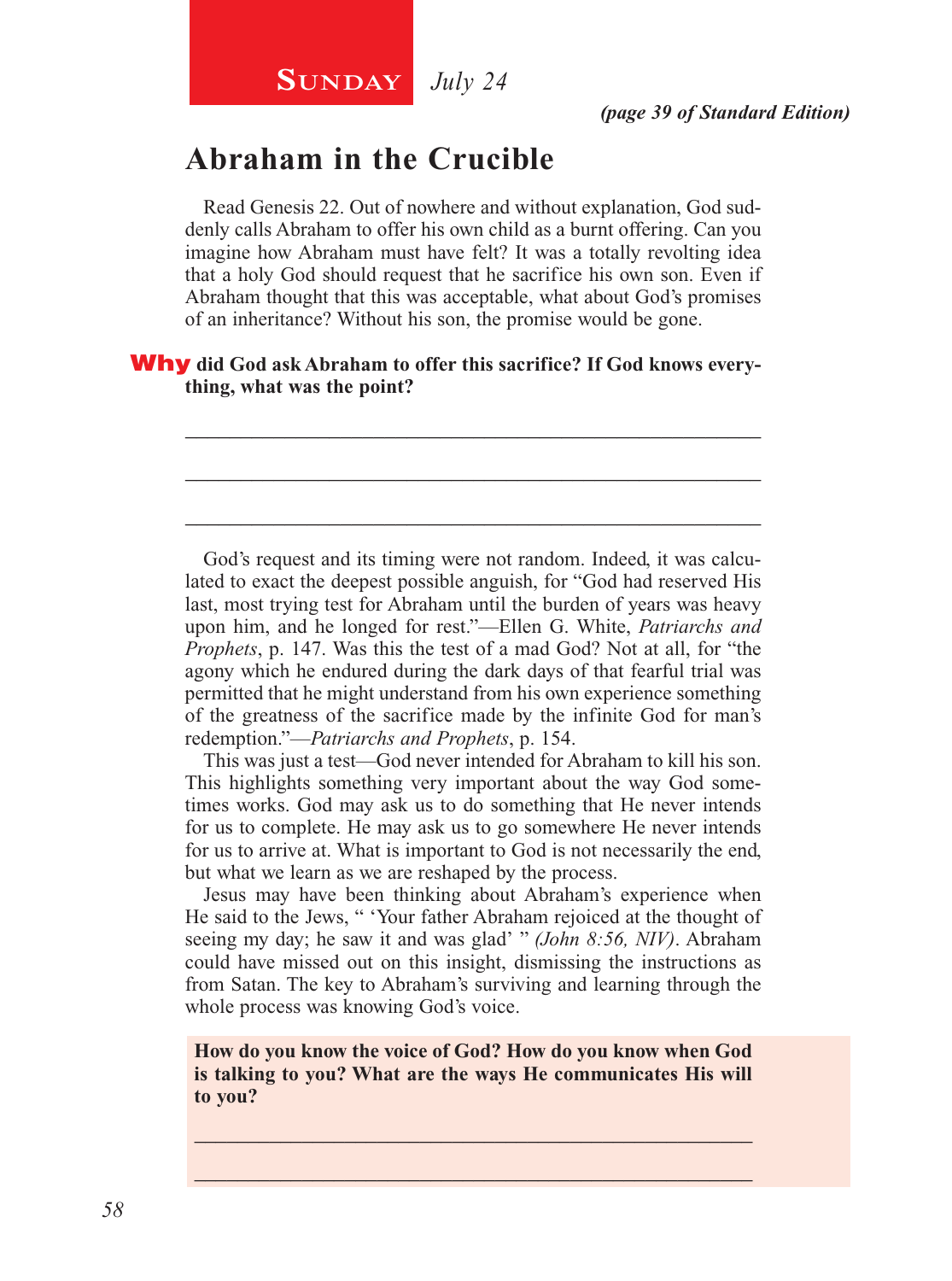**Sunday** *July 24*

*(page 39 of Standard Edition)*

## Abraham in the Crucible

Read Genesis 22. Out of nowhere and without explanation, God suddenly calls Abraham to offer his own child as a burnt offering. Can you imagine how Abraham must have felt? It was a totally revolting idea that a holy God should request that he sacrifice his own son. Even if Abraham thought that this was acceptable, what about God's promises of an inheritance? Without his son, the promise would be gone.

**Why did God ask Abraham to offer this sacrifice? If God knows everything, what was the point?**

_______________________________________________________________

_______________________________________________________________

_______________________________________________________________

God's request and its timing were not random. Indeed, it was calculated to exact the deepest possible anguish, for "God had reserved His last, most trying test for Abraham until the burden of years was heavy upon him, and he longed for rest."—Ellen G. White, *Patriarchs and Prophets*, p. 147. Was this the test of a mad God? Not at all, for "the agony which he endured during the dark days of that fearful trial was permitted that he might understand from his own experience something of the greatness of the sacrifice made by the infinite God for man's redemption."—*Patriarchs and Prophets*, p. 154.

This was just a test—God never intended for Abraham to kill his son. This highlights something very important about the way God sometimes works. God may ask us to do something that He never intends for us to complete. He may ask us to go somewhere He never intends for us to arrive at. What is important to God is not necessarily the end, but what we learn as we are reshaped by the process.

Jesus may have been thinking about Abraham's experience when He said to the Jews, " 'Your father Abraham rejoiced at the thought of seeing my day; he saw it and was glad' " *(John 8:56, NIV)*. Abraham could have missed out on this insight, dismissing the instructions as from Satan. The key to Abraham's surviving and learning through the whole process was knowing God's voice.

**How do you know the voice of God? How do you know when God is talking to you? What are the ways He communicates His will to you?**

_______________________________________________________________

_______________________________________________________________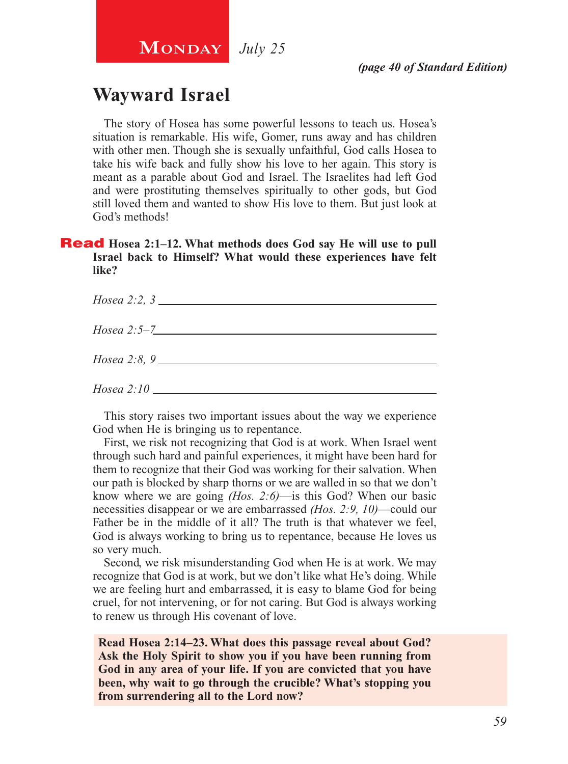**Monday** *July 25*

*(page 40 of Standard Edition)*

## Wayward Israel

The story of Hosea has some powerful lessons to teach us. Hosea's situation is remarkable. His wife, Gomer, runs away and has children with other men. Though she is sexually unfaithful, God calls Hosea to take his wife back and fully show his love to her again. This story is meant as a parable about God and Israel. The Israelites had left God and were prostituting themselves spiritually to other gods, but God still loved them and wanted to show His love to them. But just look at God's methods!

**Read Hosea 2:1–12. What methods does God say He will use to pull Israel back to Himself? What would these experiences have felt like?**

*Hosea 2:2, 3* ______________________________

*Hosea 2:5–7* ______________________________

*Hosea 2:8, 9* ______________________________

*Hosea 2:10* ______________________________

This story raises two important issues about the way we experience God when He is bringing us to repentance.

First, we risk not recognizing that God is at work. When Israel went through such hard and painful experiences, it might have been hard for them to recognize that their God was working for their salvation. When our path is blocked by sharp thorns or we are walled in so that we don't know where we are going *(Hos. 2:6)*—is this God? When our basic necessities disappear or we are embarrassed *(Hos. 2:9, 10)*—could our Father be in the middle of it all? The truth is that whatever we feel, God is always working to bring us to repentance, because He loves us so very much.

Second, we risk misunderstanding God when He is at work. We may recognize that God is at work, but we don't like what He's doing. While we are feeling hurt and embarrassed, it is easy to blame God for being cruel, for not intervening, or for not caring. But God is always working to renew us through His covenant of love.

**Read Hosea 2:14–23. What does this passage reveal about God? Ask the Holy Spirit to show you if you have been running from God in any area of your life. If you are convicted that you have been, why wait to go through the crucible? What's stopping you from surrendering all to the Lord now?**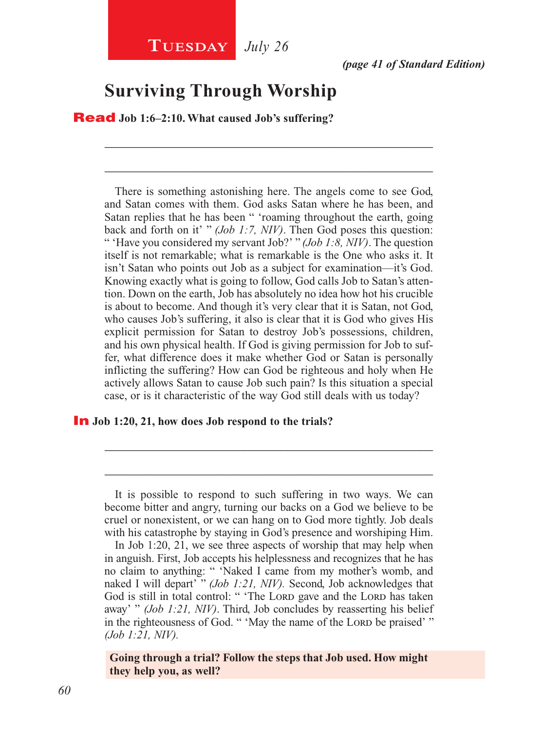**TUESDAY** *July 26*

***(page 41 of Standard Edition)***

# Surviving Through Worship

**Read Job 1:6–2:10. What caused Job's suffering?**

_______________________________________________

_______________________________________________

There is something astonishing here. The angels come to see God, and Satan comes with them. God asks Satan where he has been, and Satan replies that he has been " 'roaming throughout the earth, going back and forth on it' " *(Job 1:7, NIV)*. Then God poses this question: " 'Have you considered my servant Job?' " *(Job 1:8, NIV)*. The question itself is not remarkable; what is remarkable is the One who asks it. It isn't Satan who points out Job as a subject for examination—it's God. Knowing exactly what is going to follow, God calls Job to Satan's attention. Down on the earth, Job has absolutely no idea how hot his crucible is about to become. And though it's very clear that it is Satan, not God, who causes Job's suffering, it also is clear that it is God who gives His explicit permission for Satan to destroy Job's possessions, children, and his own physical health. If God is giving permission for Job to suffer, what difference does it make whether God or Satan is personally inflicting the suffering? How can God be righteous and holy when He actively allows Satan to cause Job such pain? Is this situation a special case, or is it characteristic of the way God still deals with us today?

**In Job 1:20, 21, how does Job respond to the trials?**

_______________________________________________

_______________________________________________

It is possible to respond to such suffering in two ways. We can become bitter and angry, turning our backs on a God we believe to be cruel or nonexistent, or we can hang on to God more tightly. Job deals with his catastrophe by staying in God's presence and worshiping Him.

In Job 1:20, 21, we see three aspects of worship that may help when in anguish. First, Job accepts his helplessness and recognizes that he has no claim to anything: " 'Naked I came from my mother's womb, and naked I will depart' " *(Job 1:21, NIV).* Second, Job acknowledges that God is still in total control: " 'The LORD gave and the LORD has taken away' " *(Job 1:21, NIV)*. Third, Job concludes by reasserting his belief in the righteousness of God. " 'May the name of the LORD be praised' " *(Job 1:21, NIV).*

**Going through a trial? Follow the steps that Job used. How might they help you, as well?**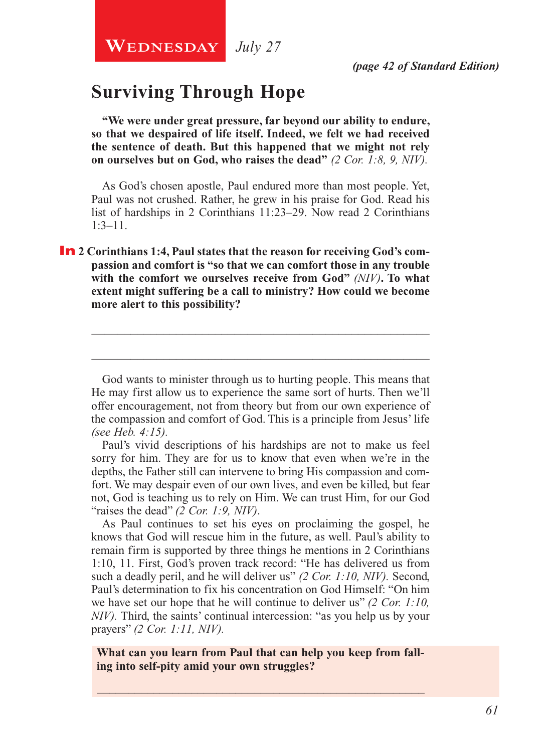**Wednesday** *July 27*

*(page 42 of Standard Edition)*

## Surviving Through Hope

**"We were under great pressure, far beyond our ability to endure, so that we despaired of life itself. Indeed, we felt we had received the sentence of death. But this happened that we might not rely on ourselves but on God, who raises the dead"** *(2 Cor. 1:8, 9, NIV).*

As God's chosen apostle, Paul endured more than most people. Yet, Paul was not crushed. Rather, he grew in his praise for God. Read his list of hardships in 2 Corinthians 11:23–29. Now read 2 Corinthians 1:3–11.

**In 2 Corinthians 1:4, Paul states that the reason for receiving God's compassion and comfort is "so that we can comfort those in any trouble with the comfort we ourselves receive from God"** *(NIV)***. To what extent might suffering be a call to ministry? How could we become more alert to this possibility?**

_______________________________________________________________

_______________________________________________________________

God wants to minister through us to hurting people. This means that He may first allow us to experience the same sort of hurts. Then we'll offer encouragement, not from theory but from our own experience of the compassion and comfort of God. This is a principle from Jesus' life *(see Heb. 4:15)*.

Paul's vivid descriptions of his hardships are not to make us feel sorry for him. They are for us to know that even when we're in the depths, the Father still can intervene to bring His compassion and comfort. We may despair even of our own lives, and even be killed, but fear not, God is teaching us to rely on Him. We can trust Him, for our God "raises the dead" *(2 Cor. 1:9, NIV)*.

As Paul continues to set his eyes on proclaiming the gospel, he knows that God will rescue him in the future, as well. Paul's ability to remain firm is supported by three things he mentions in 2 Corinthians 1:10, 11. First, God's proven track record: "He has delivered us from such a deadly peril, and he will deliver us" *(2 Cor. 1:10, NIV).* Second, Paul's determination to fix his concentration on God Himself: "On him we have set our hope that he will continue to deliver us" *(2 Cor. 1:10, NIV).* Third, the saints' continual intercession: "as you help us by your prayers" *(2 Cor. 1:11, NIV).*

**What can you learn from Paul that can help you keep from falling into self-pity amid your own struggles?**

_______________________________________________________________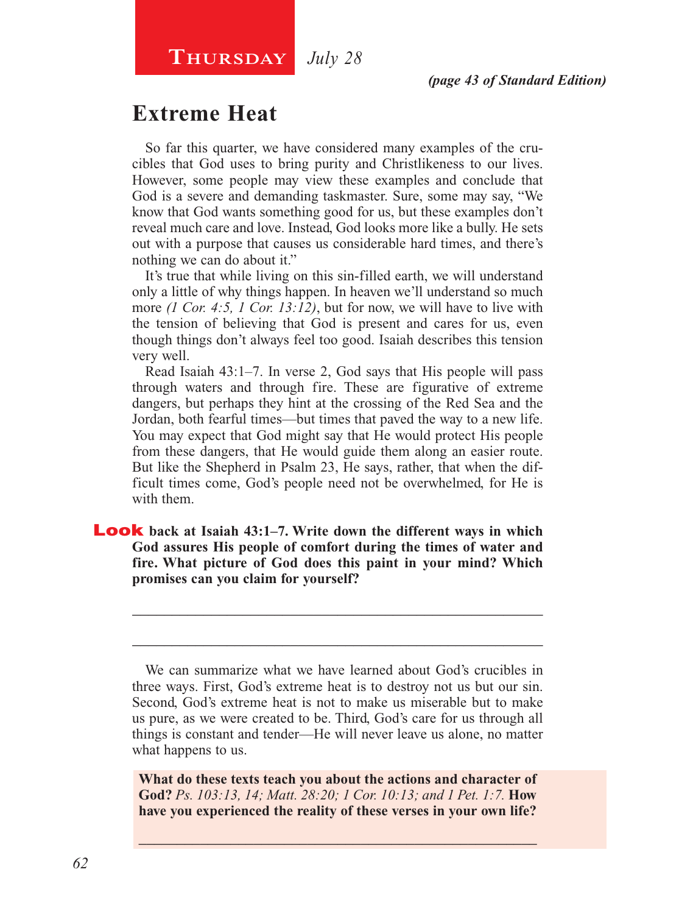**Thursday** *July 28*

***(page 43 of Standard Edition)***

## Extreme Heat

So far this quarter, we have considered many examples of the crucibles that God uses to bring purity and Christlikeness to our lives. However, some people may view these examples and conclude that God is a severe and demanding taskmaster. Sure, some may say, "We know that God wants something good for us, but these examples don't reveal much care and love. Instead, God looks more like a bully. He sets out with a purpose that causes us considerable hard times, and there's nothing we can do about it."

It's true that while living on this sin-filled earth, we will understand only a little of why things happen. In heaven we'll understand so much more *(1 Cor. 4:5, 1 Cor. 13:12)*, but for now, we will have to live with the tension of believing that God is present and cares for us, even though things don't always feel too good. Isaiah describes this tension very well.

Read Isaiah 43:1–7. In verse 2, God says that His people will pass through waters and through fire. These are figurative of extreme dangers, but perhaps they hint at the crossing of the Red Sea and the Jordan, both fearful times—but times that paved the way to a new life. You may expect that God might say that He would protect His people from these dangers, that He would guide them along an easier route. But like the Shepherd in Psalm 23, He says, rather, that when the difficult times come, God's people need not be overwhelmed, for He is with them.

**Look back at Isaiah 43:1–7. Write down the different ways in which God assures His people of comfort during the times of water and fire. What picture of God does this paint in your mind? Which promises can you claim for yourself?**

_______________________________________________________________

_______________________________________________________________

We can summarize what we have learned about God's crucibles in three ways. First, God's extreme heat is to destroy not us but our sin. Second, God's extreme heat is not to make us miserable but to make us pure, as we were created to be. Third, God's care for us through all things is constant and tender—He will never leave us alone, no matter what happens to us.

**What do these texts teach you about the actions and character of God?** *Ps. 103:13, 14; Matt. 28:20; 1 Cor. 10:13; and 1 Pet. 1:7.* **How have you experienced the reality of these verses in your own life?**

_______________________________________________________________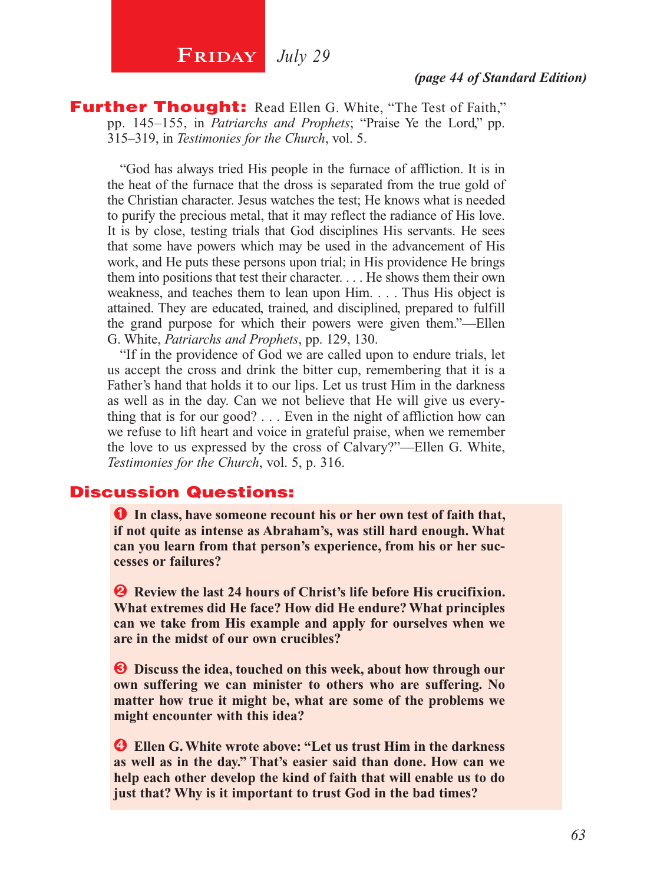# Friday *July 29*

*(page 44 of Standard Edition)*

**Further Thought:** Read Ellen G. White, "The Test of Faith," pp. 145–155, in *Patriarchs and Prophets*; "Praise Ye the Lord," pp. 315–319, in *Testimonies for the Church*, vol. 5.

"God has always tried His people in the furnace of affliction. It is in the heat of the furnace that the dross is separated from the true gold of the Christian character. Jesus watches the test; He knows what is needed to purify the precious metal, that it may reflect the radiance of His love. It is by close, testing trials that God disciplines His servants. He sees that some have powers which may be used in the advancement of His work, and He puts these persons upon trial; in His providence He brings them into positions that test their character. . . . He shows them their own weakness, and teaches them to lean upon Him. . . . Thus His object is attained. They are educated, trained, and disciplined, prepared to fulfill the grand purpose for which their powers were given them."—Ellen G. White, *Patriarchs and Prophets*, pp. 129, 130.

"If in the providence of God we are called upon to endure trials, let us accept the cross and drink the bitter cup, remembering that it is a Father's hand that holds it to our lips. Let us trust Him in the darkness as well as in the day. Can we not believe that He will give us everything that is for our good? . . . Even in the night of affliction how can we refuse to lift heart and voice in grateful praise, when we remember the love to us expressed by the cross of Calvary?"—Ellen G. White, *Testimonies for the Church*, vol. 5, p. 316.

## Discussion Questions:

1. **In class, have someone recount his or her own test of faith that, if not quite as intense as Abraham's, was still hard enough. What can you learn from that person's experience, from his or her successes or failures?**

2. **Review the last 24 hours of Christ's life before His crucifixion. What extremes did He face? How did He endure? What principles can we take from His example and apply for ourselves when we are in the midst of our own crucibles?**

3. **Discuss the idea, touched on this week, about how through our own suffering we can minister to others who are suffering. No matter how true it might be, what are some of the problems we might encounter with this idea?**

4. **Ellen G. White wrote above: "Let us trust Him in the darkness as well as in the day." That's easier said than done. How can we help each other develop the kind of faith that will enable us to do just that? Why is it important to trust God in the bad times?**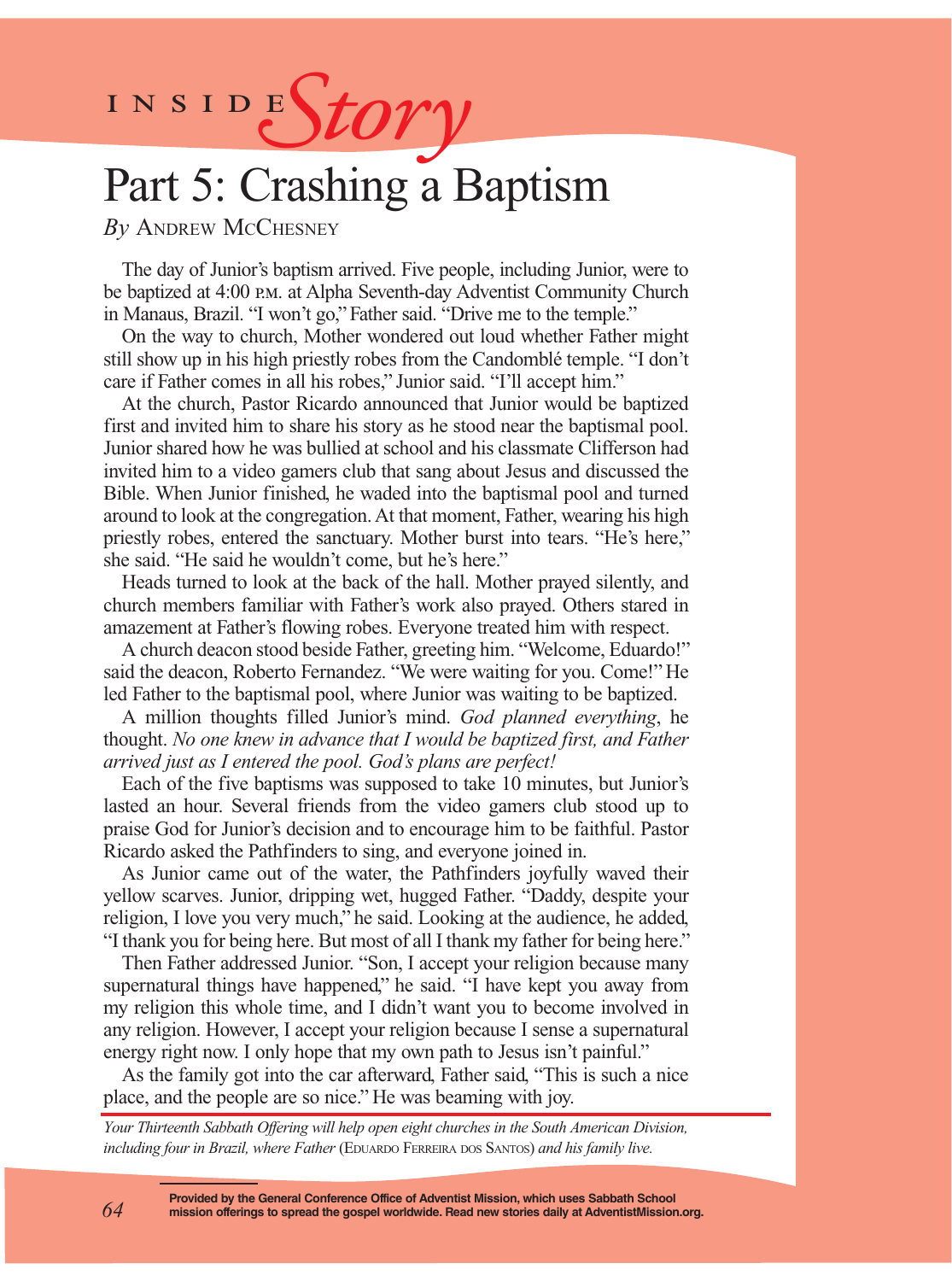INSIDE *Story*

# Part 5: Crashing a Baptism

*By* Andrew McChesney

The day of Junior's baptism arrived. Five people, including Junior, were to be baptized at 4:00 p.m. at Alpha Seventh-day Adventist Community Church in Manaus, Brazil. "I won't go," Father said. "Drive me to the temple."

On the way to church, Mother wondered out loud whether Father might still show up in his high priestly robes from the Candomblé temple. "I don't care if Father comes in all his robes," Junior said. "I'll accept him."

At the church, Pastor Ricardo announced that Junior would be baptized first and invited him to share his story as he stood near the baptismal pool. Junior shared how he was bullied at school and his classmate Clifferson had invited him to a video gamers club that sang about Jesus and discussed the Bible. When Junior finished, he waded into the baptismal pool and turned around to look at the congregation. At that moment, Father, wearing his high priestly robes, entered the sanctuary. Mother burst into tears. "He's here," she said. "He said he wouldn't come, but he's here."

Heads turned to look at the back of the hall. Mother prayed silently, and church members familiar with Father's work also prayed. Others stared in amazement at Father's flowing robes. Everyone treated him with respect.

A church deacon stood beside Father, greeting him. "Welcome, Eduardo!" said the deacon, Roberto Fernandez. "We were waiting for you. Come!" He led Father to the baptismal pool, where Junior was waiting to be baptized.

A million thoughts filled Junior's mind. *God planned everything*, he thought. *No one knew in advance that I would be baptized first, and Father arrived just as I entered the pool. God's plans are perfect!*

Each of the five baptisms was supposed to take 10 minutes, but Junior's lasted an hour. Several friends from the video gamers club stood up to praise God for Junior's decision and to encourage him to be faithful. Pastor Ricardo asked the Pathfinders to sing, and everyone joined in.

As Junior came out of the water, the Pathfinders joyfully waved their yellow scarves. Junior, dripping wet, hugged Father. "Daddy, despite your religion, I love you very much," he said. Looking at the audience, he added, "I thank you for being here. But most of all I thank my father for being here."

Then Father addressed Junior. "Son, I accept your religion because many supernatural things have happened," he said. "I have kept you away from my religion this whole time, and I didn't want you to become involved in any religion. However, I accept your religion because I sense a supernatural energy right now. I only hope that my own path to Jesus isn't painful."

As the family got into the car afterward, Father said, "This is such a nice place, and the people are so nice." He was beaming with joy.

---

*Your Thirteenth Sabbath Offering will help open eight churches in the South American Division, including four in Brazil, where Father* (Eduardo Ferreira dos Santos) *and his family live.*

**Provided by the General Conference Office of Adventist Mission, which uses Sabbath School mission offerings to spread the gospel worldwide. Read new stories daily at AdventistMission.org.**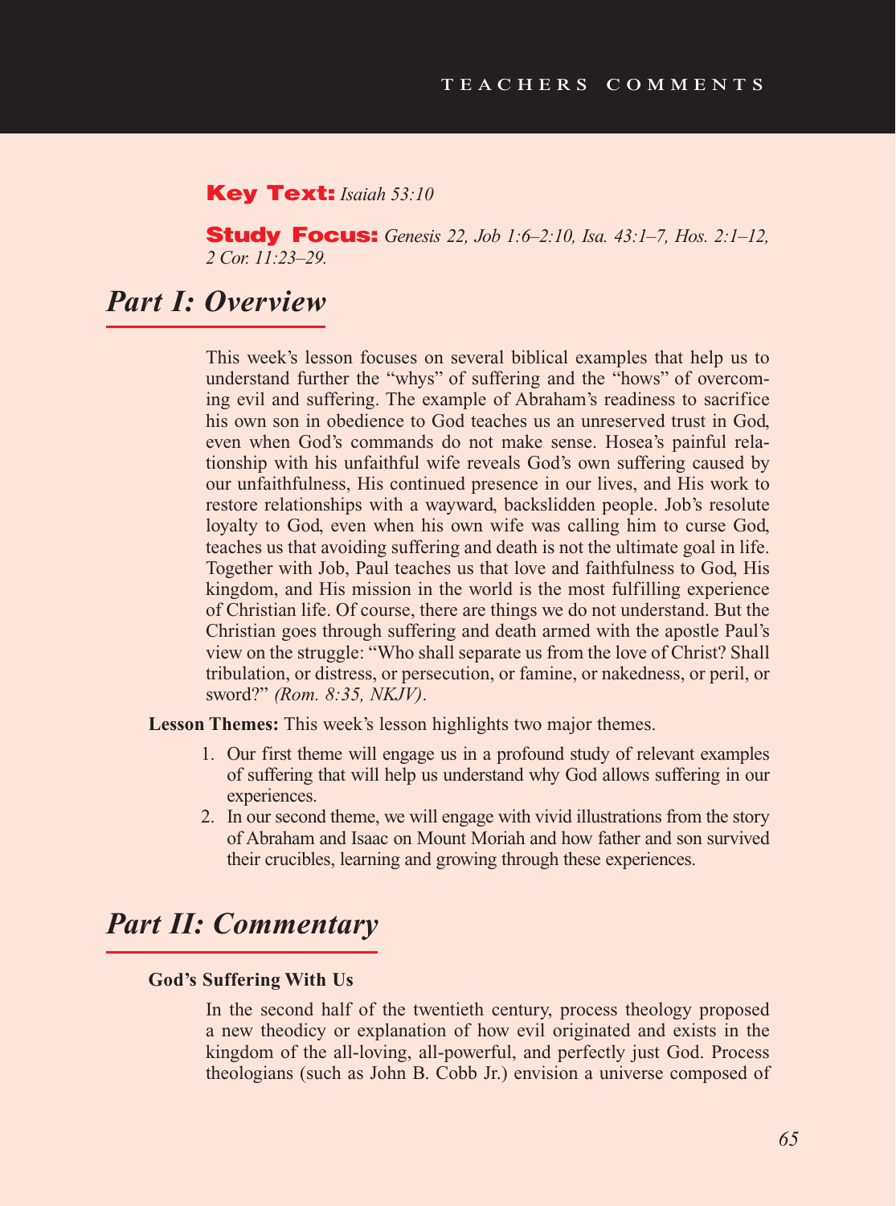**Key Text:** *Isaiah 53:10*

**Study Focus:** *Genesis 22, Job 1:6–2:10, Isa. 43:1–7, Hos. 2:1–12, 2 Cor. 11:23–29.*

## Part I: Overview

This week's lesson focuses on several biblical examples that help us to understand further the "whys" of suffering and the "hows" of overcoming evil and suffering. The example of Abraham's readiness to sacrifice his own son in obedience to God teaches us an unreserved trust in God, even when God's commands do not make sense. Hosea's painful relationship with his unfaithful wife reveals God's own suffering caused by our unfaithfulness, His continued presence in our lives, and His work to restore relationships with a wayward, backslidden people. Job's resolute loyalty to God, even when his own wife was calling him to curse God, teaches us that avoiding suffering and death is not the ultimate goal in life. Together with Job, Paul teaches us that love and faithfulness to God, His kingdom, and His mission in the world is the most fulfilling experience of Christian life. Of course, there are things we do not understand. But the Christian goes through suffering and death armed with the apostle Paul's view on the struggle: "Who shall separate us from the love of Christ? Shall tribulation, or distress, or persecution, or famine, or nakedness, or peril, or sword?" *(Rom. 8:35, NKJV)*.

**Lesson Themes:** This week's lesson highlights two major themes.

1. Our first theme will engage us in a profound study of relevant examples of suffering that will help us understand why God allows suffering in our experiences.
2. In our second theme, we will engage with vivid illustrations from the story of Abraham and Isaac on Mount Moriah and how father and son survived their crucibles, learning and growing through these experiences.

## Part II: Commentary

**God's Suffering With Us**

In the second half of the twentieth century, process theology proposed a new theodicy or explanation of how evil originated and exists in the kingdom of the all-loving, all-powerful, and perfectly just God. Process theologians (such as John B. Cobb Jr.) envision a universe composed of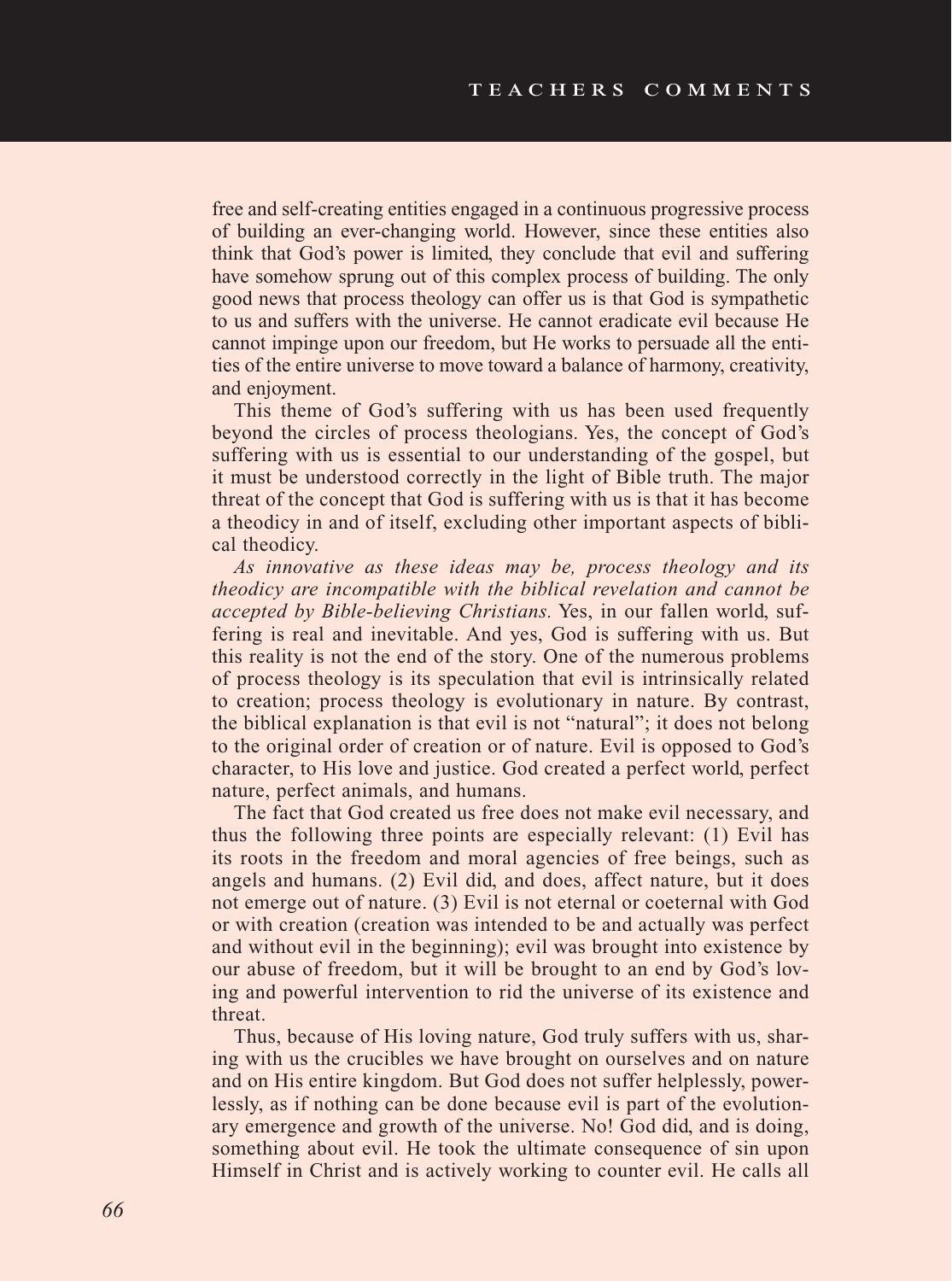free and self-creating entities engaged in a continuous progressive process of building an ever-changing world. However, since these entities also think that God's power is limited, they conclude that evil and suffering have somehow sprung out of this complex process of building. The only good news that process theology can offer us is that God is sympathetic to us and suffers with the universe. He cannot eradicate evil because He cannot impinge upon our freedom, but He works to persuade all the entities of the entire universe to move toward a balance of harmony, creativity, and enjoyment.

This theme of God's suffering with us has been used frequently beyond the circles of process theologians. Yes, the concept of God's suffering with us is essential to our understanding of the gospel, but it must be understood correctly in the light of Bible truth. The major threat of the concept that God is suffering with us is that it has become a theodicy in and of itself, excluding other important aspects of biblical theodicy.

*As innovative as these ideas may be, process theology and its theodicy are incompatible with the biblical revelation and cannot be accepted by Bible-believing Christians.* Yes, in our fallen world, suffering is real and inevitable. And yes, God is suffering with us. But this reality is not the end of the story. One of the numerous problems of process theology is its speculation that evil is intrinsically related to creation; process theology is evolutionary in nature. By contrast, the biblical explanation is that evil is not "natural"; it does not belong to the original order of creation or of nature. Evil is opposed to God's character, to His love and justice. God created a perfect world, perfect nature, perfect animals, and humans.

The fact that God created us free does not make evil necessary, and thus the following three points are especially relevant: (1) Evil has its roots in the freedom and moral agencies of free beings, such as angels and humans. (2) Evil did, and does, affect nature, but it does not emerge out of nature. (3) Evil is not eternal or coeternal with God or with creation (creation was intended to be and actually was perfect and without evil in the beginning); evil was brought into existence by our abuse of freedom, but it will be brought to an end by God's loving and powerful intervention to rid the universe of its existence and threat.

Thus, because of His loving nature, God truly suffers with us, sharing with us the crucibles we have brought on ourselves and on nature and on His entire kingdom. But God does not suffer helplessly, powerlessly, as if nothing can be done because evil is part of the evolutionary emergence and growth of the universe. No! God did, and is doing, something about evil. He took the ultimate consequence of sin upon Himself in Christ and is actively working to counter evil. He calls all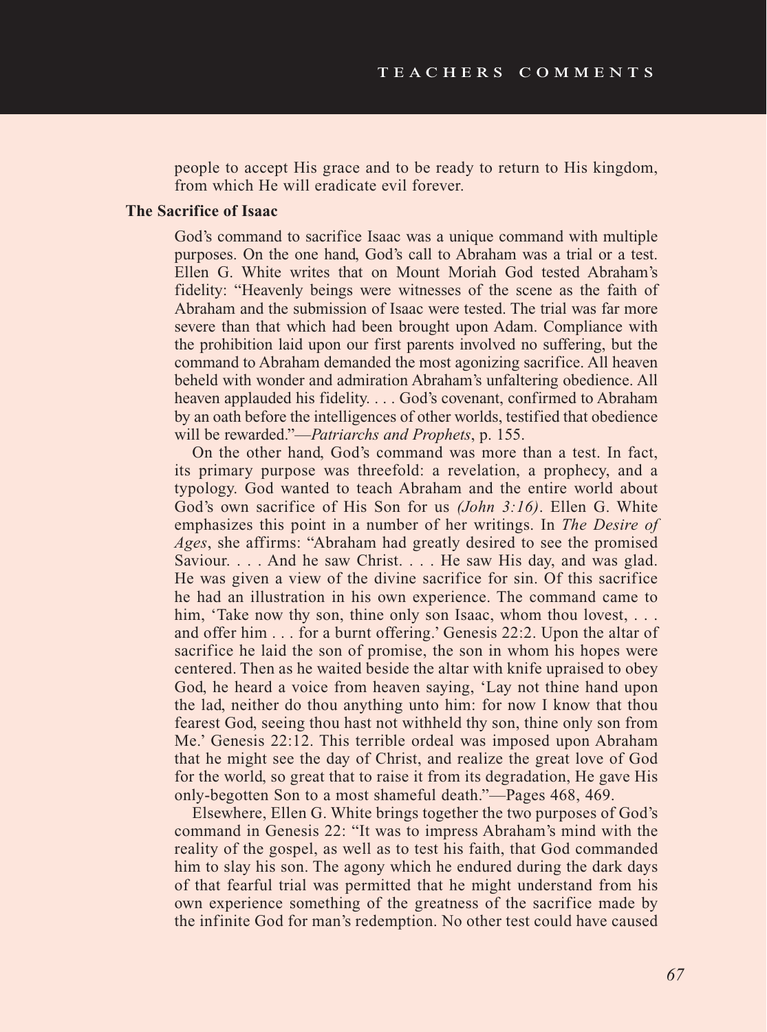people to accept His grace and to be ready to return to His kingdom, from which He will eradicate evil forever.

**The Sacrifice of Isaac**

God's command to sacrifice Isaac was a unique command with multiple purposes. On the one hand, God's call to Abraham was a trial or a test. Ellen G. White writes that on Mount Moriah God tested Abraham's fidelity: "Heavenly beings were witnesses of the scene as the faith of Abraham and the submission of Isaac were tested. The trial was far more severe than that which had been brought upon Adam. Compliance with the prohibition laid upon our first parents involved no suffering, but the command to Abraham demanded the most agonizing sacrifice. All heaven beheld with wonder and admiration Abraham's unfaltering obedience. All heaven applauded his fidelity. . . . God's covenant, confirmed to Abraham by an oath before the intelligences of other worlds, testified that obedience will be rewarded."—*Patriarchs and Prophets*, p. 155.

On the other hand, God's command was more than a test. In fact, its primary purpose was threefold: a revelation, a prophecy, and a typology. God wanted to teach Abraham and the entire world about God's own sacrifice of His Son for us *(John 3:16)*. Ellen G. White emphasizes this point in a number of her writings. In *The Desire of Ages*, she affirms: "Abraham had greatly desired to see the promised Saviour. . . . And he saw Christ. . . . He saw His day, and was glad. He was given a view of the divine sacrifice for sin. Of this sacrifice he had an illustration in his own experience. The command came to him, 'Take now thy son, thine only son Isaac, whom thou lovest, . . . and offer him . . . for a burnt offering.' Genesis 22:2. Upon the altar of sacrifice he laid the son of promise, the son in whom his hopes were centered. Then as he waited beside the altar with knife upraised to obey God, he heard a voice from heaven saying, 'Lay not thine hand upon the lad, neither do thou anything unto him: for now I know that thou fearest God, seeing thou hast not withheld thy son, thine only son from Me.' Genesis 22:12. This terrible ordeal was imposed upon Abraham that he might see the day of Christ, and realize the great love of God for the world, so great that to raise it from its degradation, He gave His only-begotten Son to a most shameful death."—Pages 468, 469.

Elsewhere, Ellen G. White brings together the two purposes of God's command in Genesis 22: "It was to impress Abraham's mind with the reality of the gospel, as well as to test his faith, that God commanded him to slay his son. The agony which he endured during the dark days of that fearful trial was permitted that he might understand from his own experience something of the greatness of the sacrifice made by the infinite God for man's redemption. No other test could have caused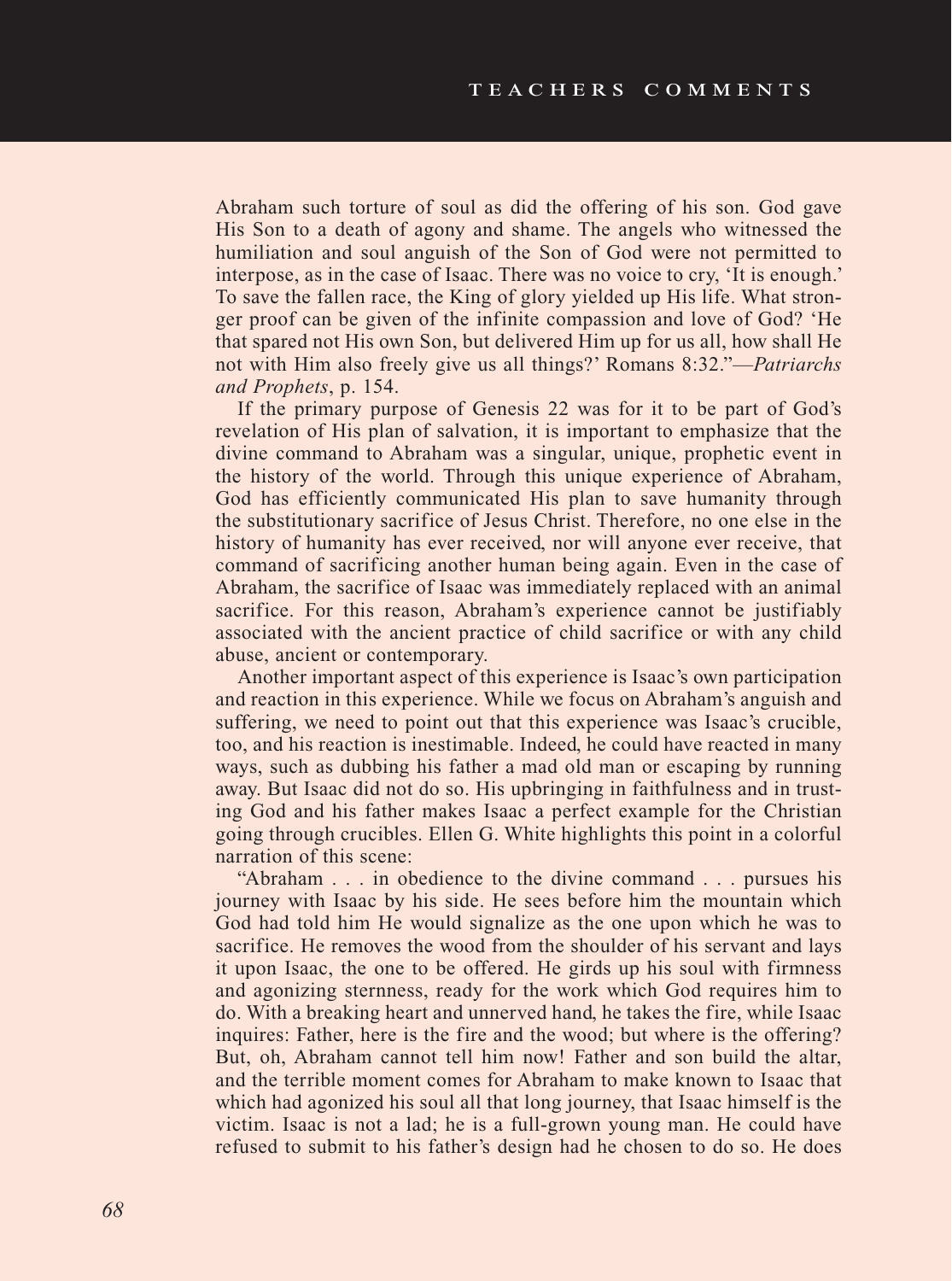Abraham such torture of soul as did the offering of his son. God gave His Son to a death of agony and shame. The angels who witnessed the humiliation and soul anguish of the Son of God were not permitted to interpose, as in the case of Isaac. There was no voice to cry, 'It is enough.' To save the fallen race, the King of glory yielded up His life. What stronger proof can be given of the infinite compassion and love of God? 'He that spared not His own Son, but delivered Him up for us all, how shall He not with Him also freely give us all things?' Romans 8:32."—*Patriarchs and Prophets*, p. 154.

If the primary purpose of Genesis 22 was for it to be part of God's revelation of His plan of salvation, it is important to emphasize that the divine command to Abraham was a singular, unique, prophetic event in the history of the world. Through this unique experience of Abraham, God has efficiently communicated His plan to save humanity through the substitutionary sacrifice of Jesus Christ. Therefore, no one else in the history of humanity has ever received, nor will anyone ever receive, that command of sacrificing another human being again. Even in the case of Abraham, the sacrifice of Isaac was immediately replaced with an animal sacrifice. For this reason, Abraham's experience cannot be justifiably associated with the ancient practice of child sacrifice or with any child abuse, ancient or contemporary.

Another important aspect of this experience is Isaac's own participation and reaction in this experience. While we focus on Abraham's anguish and suffering, we need to point out that this experience was Isaac's crucible, too, and his reaction is inestimable. Indeed, he could have reacted in many ways, such as dubbing his father a mad old man or escaping by running away. But Isaac did not do so. His upbringing in faithfulness and in trusting God and his father makes Isaac a perfect example for the Christian going through crucibles. Ellen G. White highlights this point in a colorful narration of this scene:

"Abraham . . . in obedience to the divine command . . . pursues his journey with Isaac by his side. He sees before him the mountain which God had told him He would signalize as the one upon which he was to sacrifice. He removes the wood from the shoulder of his servant and lays it upon Isaac, the one to be offered. He girds up his soul with firmness and agonizing sternness, ready for the work which God requires him to do. With a breaking heart and unnerved hand, he takes the fire, while Isaac inquires: Father, here is the fire and the wood; but where is the offering? But, oh, Abraham cannot tell him now! Father and son build the altar, and the terrible moment comes for Abraham to make known to Isaac that which had agonized his soul all that long journey, that Isaac himself is the victim. Isaac is not a lad; he is a full-grown young man. He could have refused to submit to his father's design had he chosen to do so. He does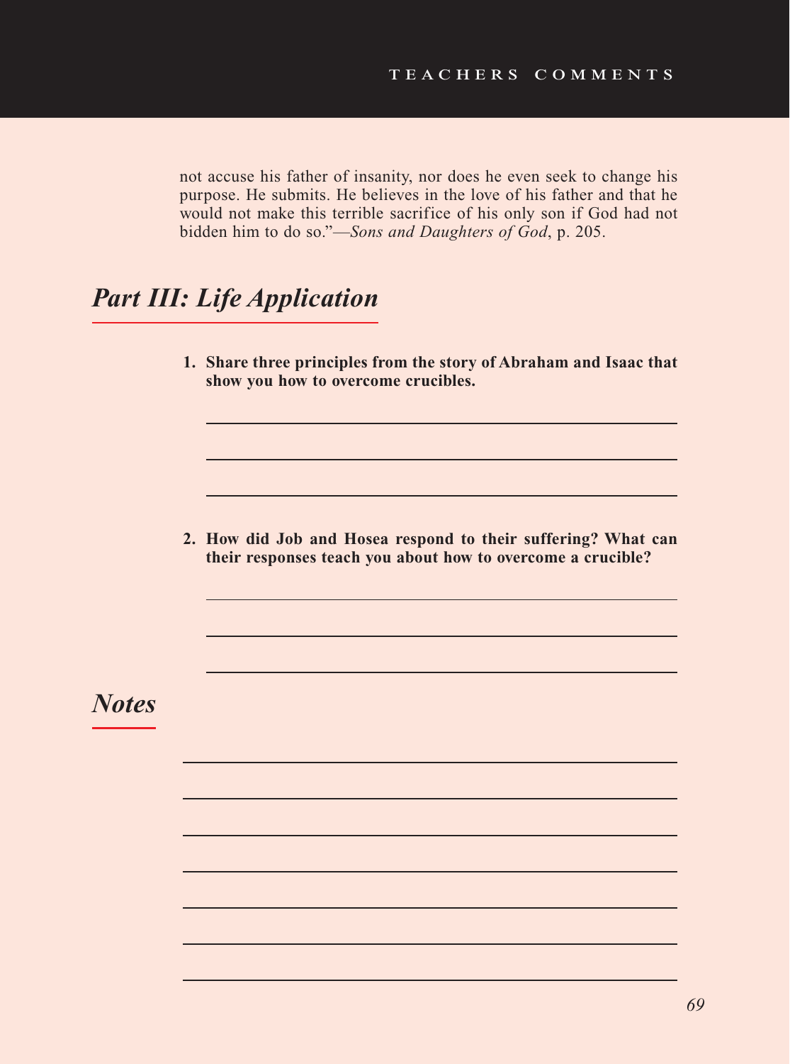not accuse his father of insanity, nor does he even seek to change his purpose. He submits. He believes in the love of his father and that he would not make this terrible sacrifice of his only son if God had not bidden him to do so."—*Sons and Daughters of God*, p. 205.

## *Part III: Life Application*

1. **Share three principles from the story of Abraham and Isaac that show you how to overcome crucibles.**

2. **How did Job and Hosea respond to their suffering? What can their responses teach you about how to overcome a crucible?**

## *Notes*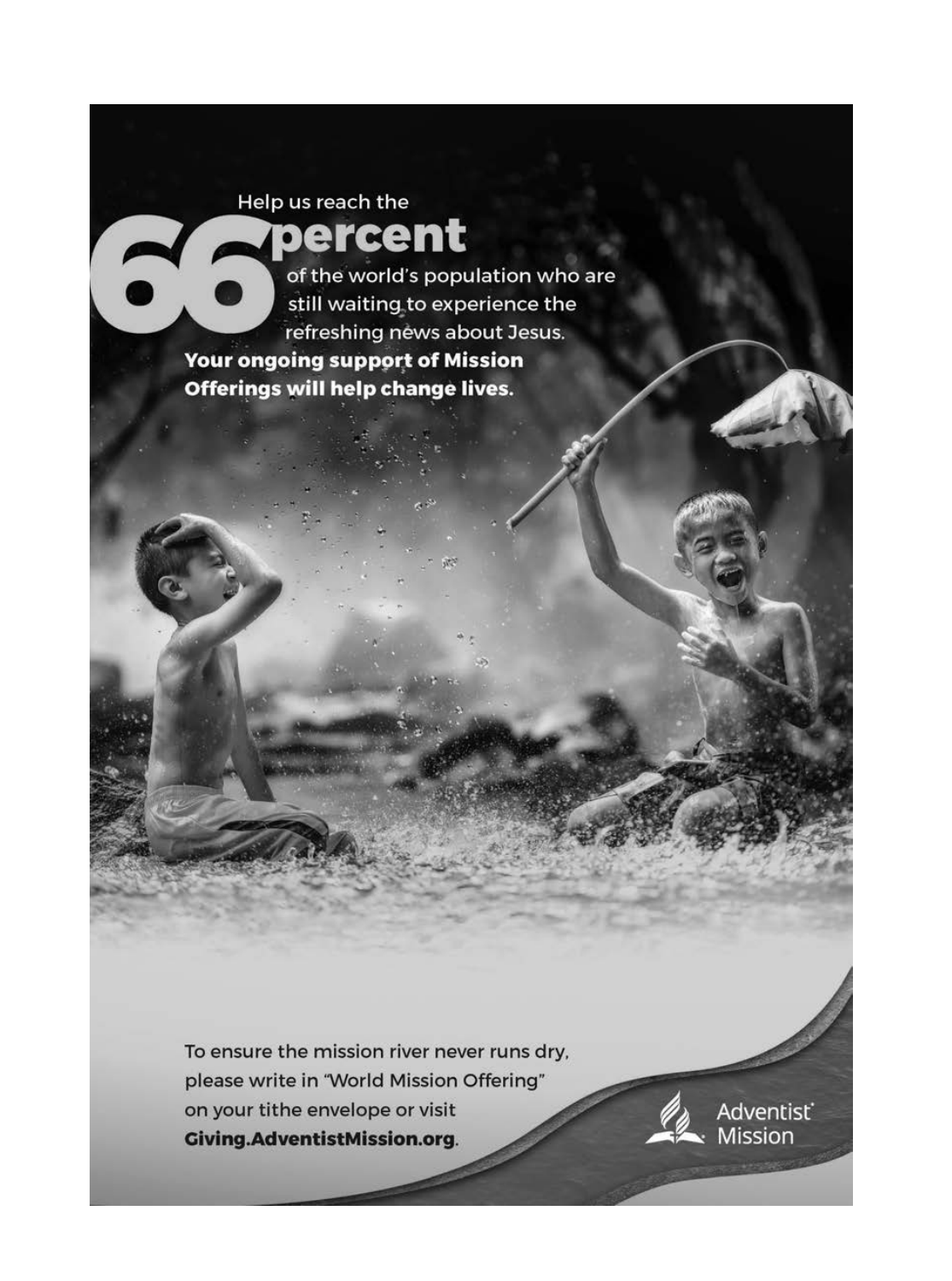Help us reach the

# 66 percent

of the world's population who are still waiting to experience the refreshing news about Jesus.

**Your ongoing support of Mission Offerings will help change lives.**

To ensure the mission river never runs dry, please write in "World Mission Offering" on your tithe envelope or visit **Giving.AdventistMission.org**.

Adventist® Mission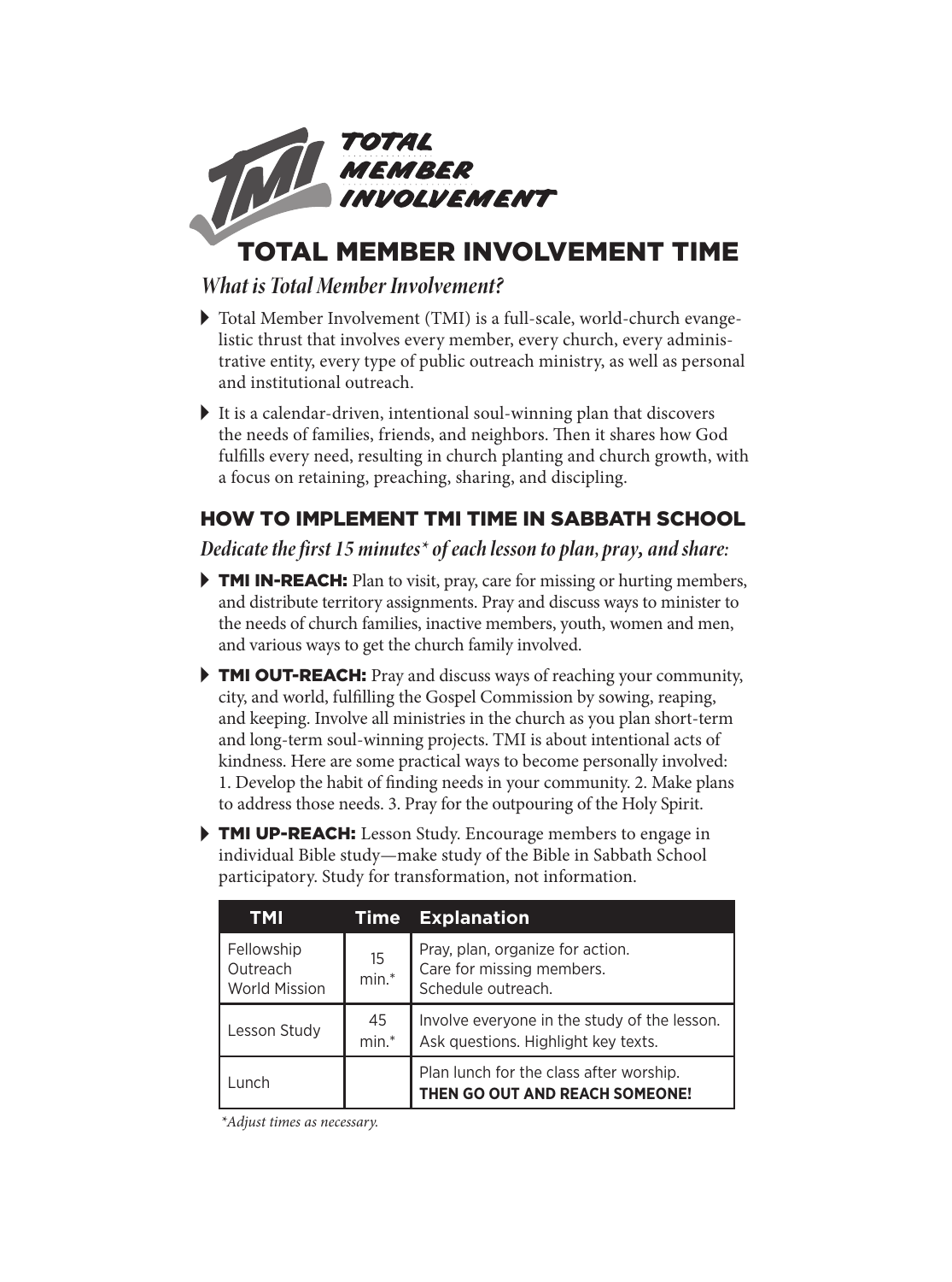TOTAL MEMBER INVOLVEMENT

# TOTAL MEMBER INVOLVEMENT TIME

## *What is Total Member Involvement?*

- Total Member Involvement (TMI) is a full-scale, world-church evangelistic thrust that involves every member, every church, every administrative entity, every type of public outreach ministry, as well as personal and institutional outreach.
- It is a calendar-driven, intentional soul-winning plan that discovers the needs of families, friends, and neighbors. Then it shares how God fulfills every need, resulting in church planting and church growth, with a focus on retaining, preaching, sharing, and discipling.

## HOW TO IMPLEMENT TMI TIME IN SABBATH SCHOOL

### *Dedicate the first 15 minutes* of each lesson to plan, pray, and share:*

- **TMI IN-REACH:** Plan to visit, pray, care for missing or hurting members, and distribute territory assignments. Pray and discuss ways to minister to the needs of church families, inactive members, youth, women and men, and various ways to get the church family involved.
- **TMI OUT-REACH:** Pray and discuss ways of reaching your community, city, and world, fulfilling the Gospel Commission by sowing, reaping, and keeping. Involve all ministries in the church as you plan short-term and long-term soul-winning projects. TMI is about intentional acts of kindness. Here are some practical ways to become personally involved: 1. Develop the habit of finding needs in your community. 2. Make plans to address those needs. 3. Pray for the outpouring of the Holy Spirit.
- **TMI UP-REACH:** Lesson Study. Encourage members to engage in individual Bible study—make study of the Bible in Sabbath School participatory. Study for transformation, not information.

| TMI | Time | Explanation |
|---|---|---|
| Fellowship<br>Outreach<br>World Mission | 15 min.* | Pray, plan, organize for action.<br>Care for missing members.<br>Schedule outreach. |
| Lesson Study | 45 min.* | Involve everyone in the study of the lesson.<br>Ask questions. Highlight key texts. |
| Lunch | | Plan lunch for the class after worship.<br>**THEN GO OUT AND REACH SOMEONE!** |

**Adjust times as necessary.*